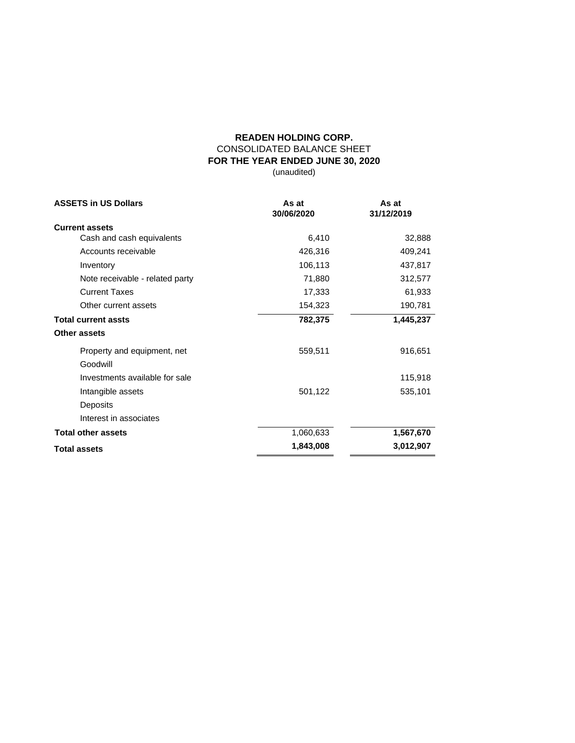**READEN HOLDING CORP.**
CONSOLIDATED BALANCE SHEET
**FOR THE YEAR ENDED JUNE 30, 2020**
(unaudited)

| **ASSETS in US Dollars** | **As at 30/06/2020** | **As at 31/12/2019** |
|---|---|---|
| **Current assets** | | |
| Cash and cash equivalents | 6,410 | 32,888 |
| Accounts receivable | 426,316 | 409,241 |
| Inventory | 106,113 | 437,817 |
| Note receivable - related party | 71,880 | 312,577 |
| Current Taxes | 17,333 | 61,933 |
| Other current assets | 154,323 | 190,781 |
| **Total current assts** | **782,375** | **1,445,237** |
| **Other assets** | | |
| Property and equipment, net | 559,511 | 916,651 |
| Goodwill | | |
| Investments available for sale | | 115,918 |
| Intangible assets | 501,122 | 535,101 |
| Deposits | | |
| Interest in associates | | |
| **Total other assets** | 1,060,633 | **1,567,670** |
| **Total assets** | **1,843,008** | **3,012,907** |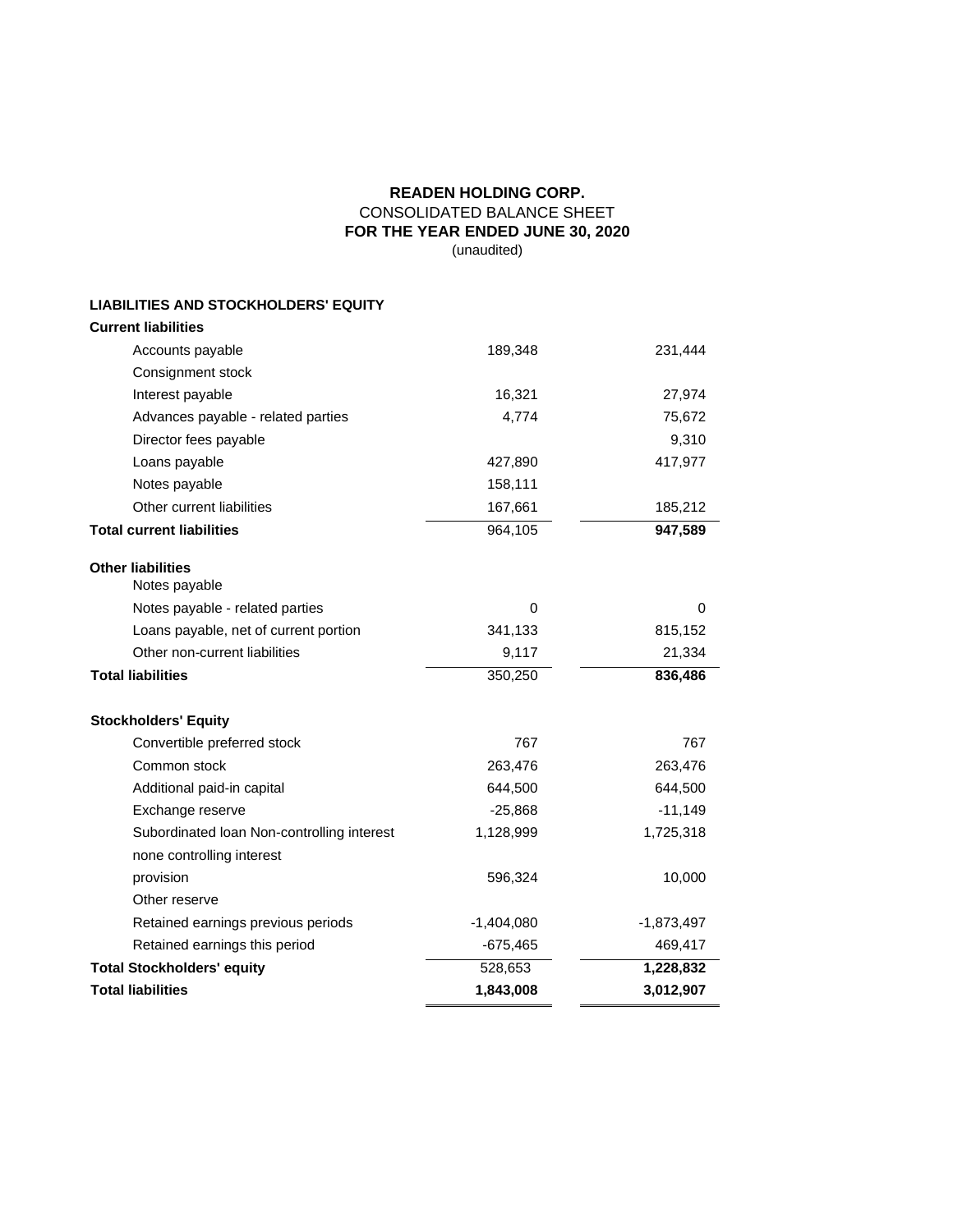**READEN HOLDING CORP.**
CONSOLIDATED BALANCE SHEET
**FOR THE YEAR ENDED JUNE 30, 2020**
(unaudited)

| | | |
|---|---|---|
| **LIABILITIES AND STOCKHOLDERS' EQUITY** | | |
| **Current liabilities** | | |
| Accounts payable | 189,348 | 231,444 |
| Consignment stock | | |
| Interest payable | 16,321 | 27,974 |
| Advances payable - related parties | 4,774 | 75,672 |
| Director fees payable | | 9,310 |
| Loans payable | 427,890 | 417,977 |
| Notes payable | 158,111 | |
| Other current liabilities | 167,661 | 185,212 |
| **Total current liabilities** | 964,105 | **947,589** |
| **Other liabilities** | | |
| Notes payable | | |
| Notes payable - related parties | 0 | 0 |
| Loans payable, net of current portion | 341,133 | 815,152 |
| Other non-current liabilities | 9,117 | 21,334 |
| **Total liabilities** | 350,250 | **836,486** |
| **Stockholders' Equity** | | |
| Convertible preferred stock | 767 | 767 |
| Common stock | 263,476 | 263,476 |
| Additional paid-in capital | 644,500 | 644,500 |
| Exchange reserve | -25,868 | -11,149 |
| Subordinated loan Non-controlling interest | 1,128,999 | 1,725,318 |
| none controlling interest | | |
| provision | 596,324 | 10,000 |
| Other reserve | | |
| Retained earnings previous periods | -1,404,080 | -1,873,497 |
| Retained earnings this period | -675,465 | 469,417 |
| **Total Stockholders' equity** | 528,653 | **1,228,832** |
| **Total liabilities** | **1,843,008** | **3,012,907** |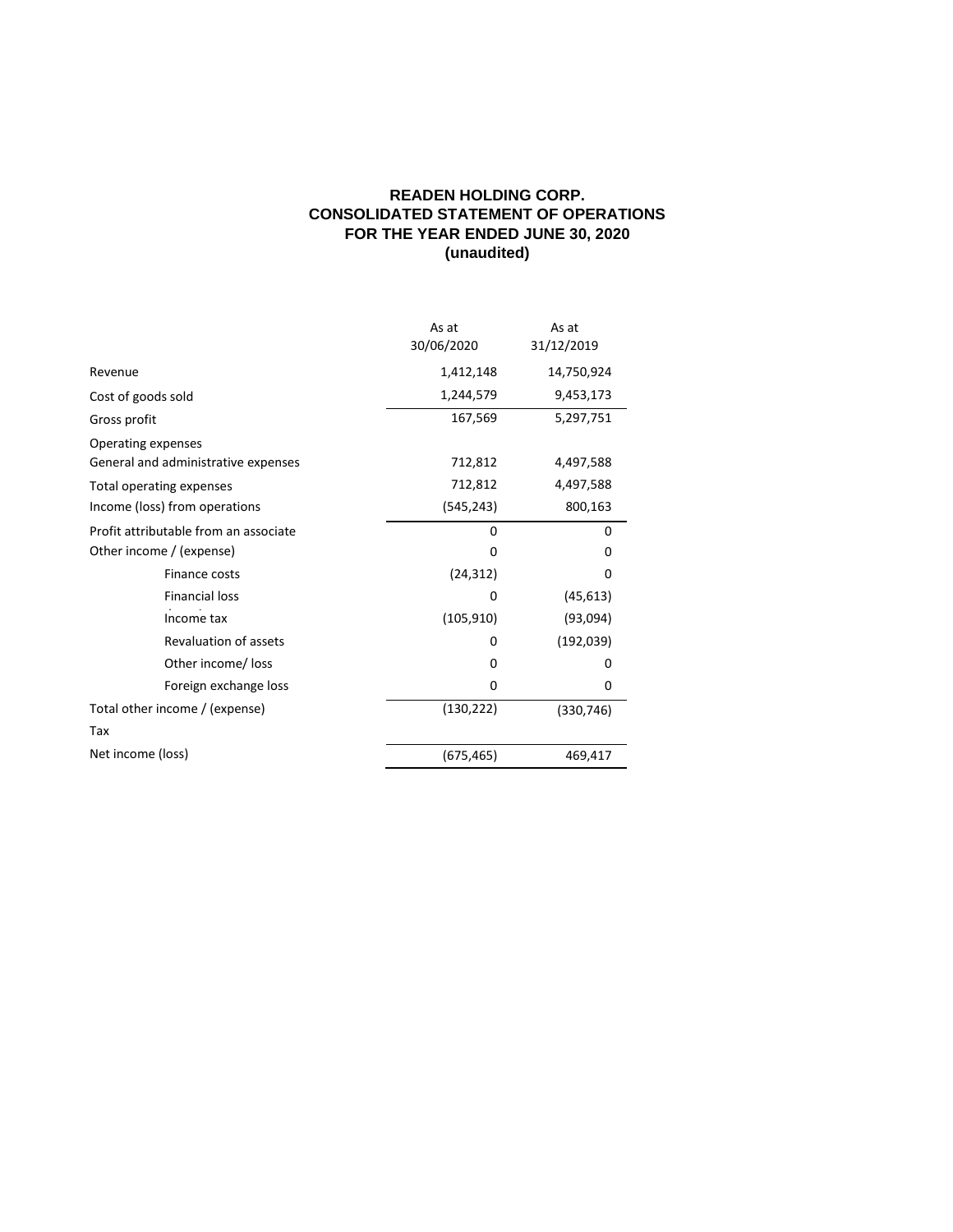# READEN HOLDING CORP.
## CONSOLIDATED STATEMENT OF OPERATIONS
### FOR THE YEAR ENDED JUNE 30, 2020
### (unaudited)

| | As at 30/06/2020 | As at 31/12/2019 |
|---|---|---|
| Revenue | 1,412,148 | 14,750,924 |
| Cost of goods sold | 1,244,579 | 9,453,173 |
| Gross profit | 167,569 | 5,297,751 |
| Operating expenses | | |
| General and administrative expenses | 712,812 | 4,497,588 |
| Total operating expenses | 712,812 | 4,497,588 |
| Income (loss) from operations | (545,243) | 800,163 |
| Profit attributable from an associate | 0 | 0 |
| Other income / (expense) | 0 | 0 |
| Finance costs | (24,312) | 0 |
| Financial loss | 0 | (45,613) |
| Income tax | (105,910) | (93,094) |
| Revaluation of assets | 0 | (192,039) |
| Other income/ loss | 0 | 0 |
| Foreign exchange loss | 0 | 0 |
| Total other income / (expense) | (130,222) | (330,746) |
| Tax | | |
| Net income (loss) | (675,465) | 469,417 |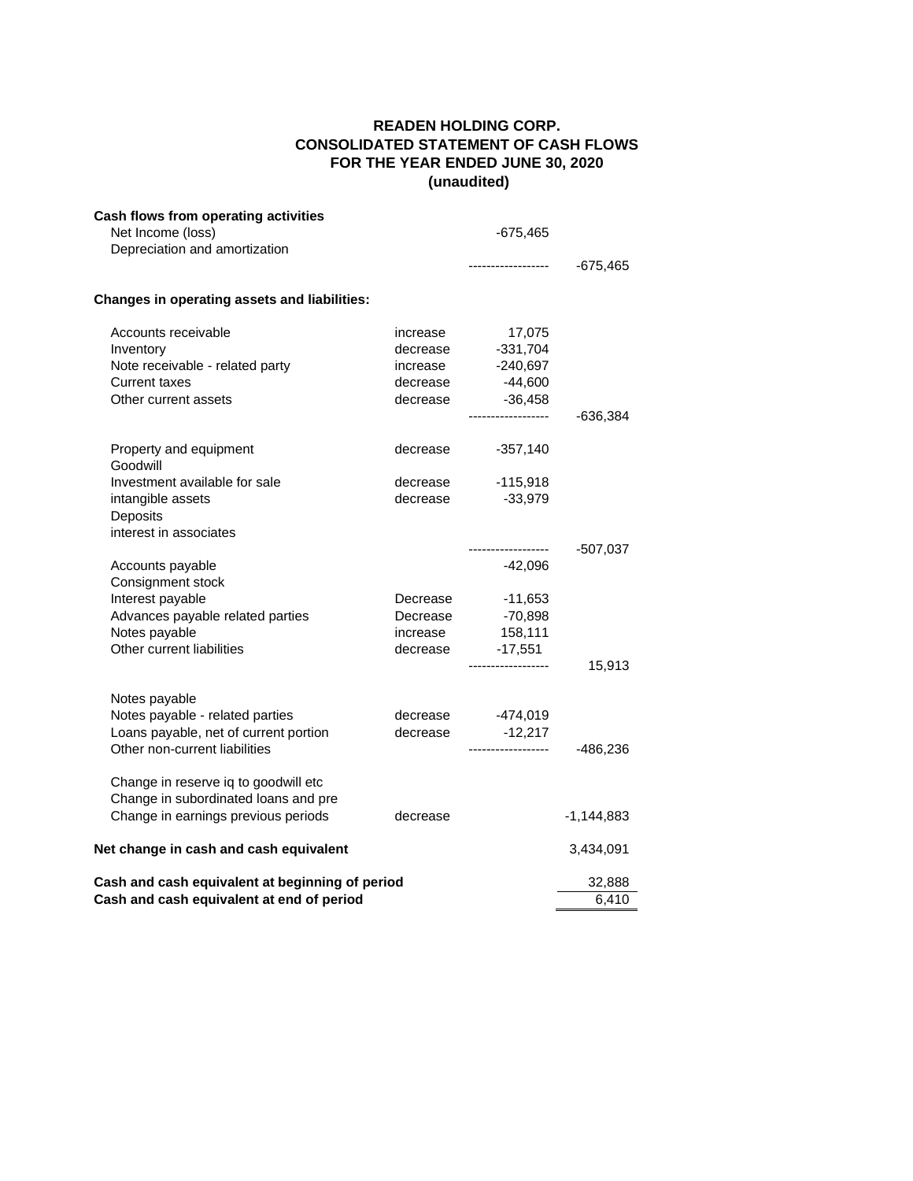# READEN HOLDING CORP.
## CONSOLIDATED STATEMENT OF CASH FLOWS
## FOR THE YEAR ENDED JUNE 30, 2020
## (unaudited)

| | | | |
|---|---|---|---|
| **Cash flows from operating activities** | | | |
| Net Income (loss) | | -675,465 | |
| Depreciation and amortization | | | |
| | | ------------------ | -675,465 |
| **Changes in operating assets and liabilities:** | | | |
| Accounts receivable | increase | 17,075 | |
| Inventory | decrease | -331,704 | |
| Note receivable - related party | increase | -240,697 | |
| Current taxes | decrease | -44,600 | |
| Other current assets | decrease | -36,458 | |
| | | ------------------ | -636,384 |
| Property and equipment | decrease | -357,140 | |
| Goodwill | | | |
| Investment available for sale | decrease | -115,918 | |
| intangible assets | decrease | -33,979 | |
| Deposits | | | |
| interest in associates | | | |
| | | ------------------ | -507,037 |
| Accounts payable | | -42,096 | |
| Consignment stock | | | |
| Interest payable | Decrease | -11,653 | |
| Advances payable related parties | Decrease | -70,898 | |
| Notes payable | increase | 158,111 | |
| Other current liabilities | decrease | -17,551 | |
| | | ------------------ | 15,913 |
| Notes payable | | | |
| Notes payable - related parties | decrease | -474,019 | |
| Loans payable, net of current portion | decrease | -12,217 | |
| Other non-current liabilities | | ------------------ | -486,236 |
| Change in reserve iq to goodwill etc | | | |
| Change in subordinated loans and pre | | | |
| Change in earnings previous periods | decrease | | -1,144,883 |
| **Net change in cash and cash equivalent** | | | 3,434,091 |
| **Cash and cash equivalent at beginning of period** | | | 32,888 |
| **Cash and cash equivalent at end of period** | | | 6,410 |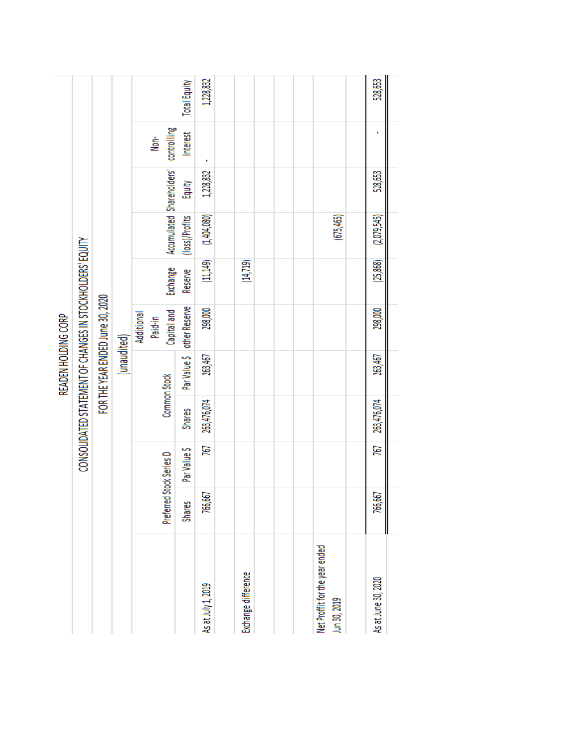# READEN HOLDING CORP

## CONSOLIDATED STATEMENT OF CHANGES IN STOCKHOLDERS' EQUITY

### FOR THE YEAR ENDED June 30, 2020

(unaudited)

| | Preferred Stock Series D | | Common Stock | | Additional Paid-in Capital and other Reserve | Exchange Reserve | Accumulated (loss)/Profits | Shareholders' Equity | Non-controlling Interest | Total Equity |
|---|---|---|---|---|---|---|---|---|---|---|
| | Shares | Par Value $ | Shares | Par Value $ | | | | | | |
| As at July 1, 2019 | 766,667 | 767 | 263,476,074 | 263,467 | 298,000 | (11,149) | (1,404,080) | 1,228,832 | - | 1,228,832 |
| Exchange difference | | | | | | (14,719) | | | | |
| Net Proffit for the year ended Jun 30, 2019 | | | | | | | (675,465) | | | |
| As at June 30, 2020 | 766,667 | 767 | 263,476,074 | 263,467 | 298,000 | (25,868) | (2,079,545) | 528,653 | - | 528,653 |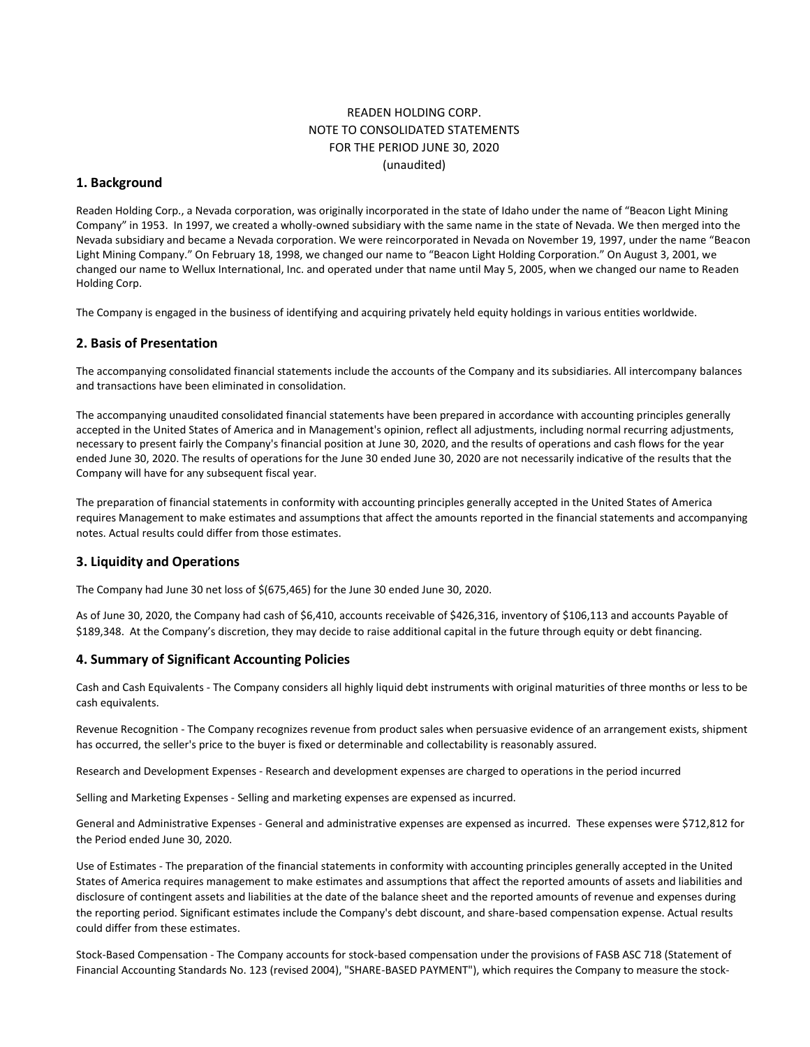READEN HOLDING CORP.
NOTE TO CONSOLIDATED STATEMENTS
FOR THE PERIOD JUNE 30, 2020
(unaudited)

## 1. Background

Readen Holding Corp., a Nevada corporation, was originally incorporated in the state of Idaho under the name of "Beacon Light Mining Company" in 1953. In 1997, we created a wholly-owned subsidiary with the same name in the state of Nevada. We then merged into the Nevada subsidiary and became a Nevada corporation. We were reincorporated in Nevada on November 19, 1997, under the name "Beacon Light Mining Company." On February 18, 1998, we changed our name to "Beacon Light Holding Corporation." On August 3, 2001, we changed our name to Wellux International, Inc. and operated under that name until May 5, 2005, when we changed our name to Readen Holding Corp.

The Company is engaged in the business of identifying and acquiring privately held equity holdings in various entities worldwide.

## 2. Basis of Presentation

The accompanying consolidated financial statements include the accounts of the Company and its subsidiaries. All intercompany balances and transactions have been eliminated in consolidation.

The accompanying unaudited consolidated financial statements have been prepared in accordance with accounting principles generally accepted in the United States of America and in Management's opinion, reflect all adjustments, including normal recurring adjustments, necessary to present fairly the Company's financial position at June 30, 2020, and the results of operations and cash flows for the year ended June 30, 2020. The results of operations for the June 30 ended June 30, 2020 are not necessarily indicative of the results that the Company will have for any subsequent fiscal year.

The preparation of financial statements in conformity with accounting principles generally accepted in the United States of America requires Management to make estimates and assumptions that affect the amounts reported in the financial statements and accompanying notes. Actual results could differ from those estimates.

## 3. Liquidity and Operations

The Company had June 30 net loss of $(675,465) for the June 30 ended June 30, 2020.

As of June 30, 2020, the Company had cash of $6,410, accounts receivable of $426,316, inventory of $106,113 and accounts Payable of $189,348. At the Company's discretion, they may decide to raise additional capital in the future through equity or debt financing.

## 4. Summary of Significant Accounting Policies

Cash and Cash Equivalents - The Company considers all highly liquid debt instruments with original maturities of three months or less to be cash equivalents.

Revenue Recognition - The Company recognizes revenue from product sales when persuasive evidence of an arrangement exists, shipment has occurred, the seller's price to the buyer is fixed or determinable and collectability is reasonably assured.

Research and Development Expenses - Research and development expenses are charged to operations in the period incurred

Selling and Marketing Expenses - Selling and marketing expenses are expensed as incurred.

General and Administrative Expenses - General and administrative expenses are expensed as incurred. These expenses were $712,812 for the Period ended June 30, 2020.

Use of Estimates - The preparation of the financial statements in conformity with accounting principles generally accepted in the United States of America requires management to make estimates and assumptions that affect the reported amounts of assets and liabilities and disclosure of contingent assets and liabilities at the date of the balance sheet and the reported amounts of revenue and expenses during the reporting period. Significant estimates include the Company's debt discount, and share-based compensation expense. Actual results could differ from these estimates.

Stock-Based Compensation - The Company accounts for stock-based compensation under the provisions of FASB ASC 718 (Statement of Financial Accounting Standards No. 123 (revised 2004), "SHARE-BASED PAYMENT"), which requires the Company to measure the stock-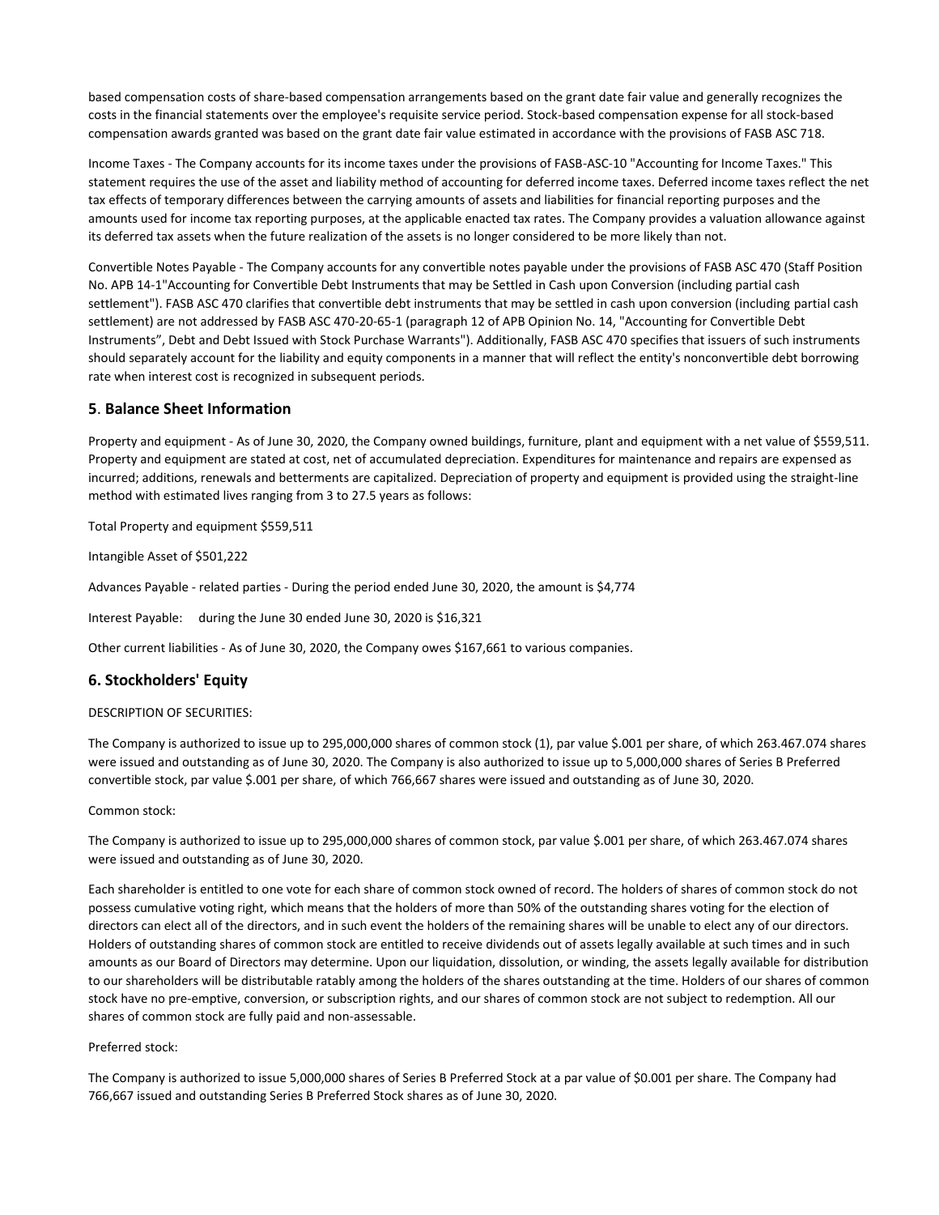based compensation costs of share-based compensation arrangements based on the grant date fair value and generally recognizes the costs in the financial statements over the employee's requisite service period. Stock-based compensation expense for all stock-based compensation awards granted was based on the grant date fair value estimated in accordance with the provisions of FASB ASC 718.

Income Taxes - The Company accounts for its income taxes under the provisions of FASB-ASC-10 "Accounting for Income Taxes." This statement requires the use of the asset and liability method of accounting for deferred income taxes. Deferred income taxes reflect the net tax effects of temporary differences between the carrying amounts of assets and liabilities for financial reporting purposes and the amounts used for income tax reporting purposes, at the applicable enacted tax rates. The Company provides a valuation allowance against its deferred tax assets when the future realization of the assets is no longer considered to be more likely than not.

Convertible Notes Payable - The Company accounts for any convertible notes payable under the provisions of FASB ASC 470 (Staff Position No. APB 14-1"Accounting for Convertible Debt Instruments that may be Settled in Cash upon Conversion (including partial cash settlement"). FASB ASC 470 clarifies that convertible debt instruments that may be settled in cash upon conversion (including partial cash settlement) are not addressed by FASB ASC 470-20-65-1 (paragraph 12 of APB Opinion No. 14, "Accounting for Convertible Debt Instruments", Debt and Debt Issued with Stock Purchase Warrants"). Additionally, FASB ASC 470 specifies that issuers of such instruments should separately account for the liability and equity components in a manner that will reflect the entity's nonconvertible debt borrowing rate when interest cost is recognized in subsequent periods.

## 5. Balance Sheet Information

Property and equipment - As of June 30, 2020, the Company owned buildings, furniture, plant and equipment with a net value of $559,511. Property and equipment are stated at cost, net of accumulated depreciation. Expenditures for maintenance and repairs are expensed as incurred; additions, renewals and betterments are capitalized. Depreciation of property and equipment is provided using the straight-line method with estimated lives ranging from 3 to 27.5 years as follows:

Total Property and equipment $559,511

Intangible Asset of $501,222

Advances Payable - related parties - During the period ended June 30, 2020, the amount is $4,774

Interest Payable: during the June 30 ended June 30, 2020 is $16,321

Other current liabilities - As of June 30, 2020, the Company owes $167,661 to various companies.

## 6. Stockholders' Equity

DESCRIPTION OF SECURITIES:

The Company is authorized to issue up to 295,000,000 shares of common stock (1), par value $.001 per share, of which 263.467.074 shares were issued and outstanding as of June 30, 2020. The Company is also authorized to issue up to 5,000,000 shares of Series B Preferred convertible stock, par value $.001 per share, of which 766,667 shares were issued and outstanding as of June 30, 2020.

Common stock:

The Company is authorized to issue up to 295,000,000 shares of common stock, par value $.001 per share, of which 263.467.074 shares were issued and outstanding as of June 30, 2020.

Each shareholder is entitled to one vote for each share of common stock owned of record. The holders of shares of common stock do not possess cumulative voting right, which means that the holders of more than 50% of the outstanding shares voting for the election of directors can elect all of the directors, and in such event the holders of the remaining shares will be unable to elect any of our directors. Holders of outstanding shares of common stock are entitled to receive dividends out of assets legally available at such times and in such amounts as our Board of Directors may determine. Upon our liquidation, dissolution, or winding, the assets legally available for distribution to our shareholders will be distributable ratably among the holders of the shares outstanding at the time. Holders of our shares of common stock have no pre-emptive, conversion, or subscription rights, and our shares of common stock are not subject to redemption. All our shares of common stock are fully paid and non-assessable.

Preferred stock:

The Company is authorized to issue 5,000,000 shares of Series B Preferred Stock at a par value of $0.001 per share. The Company had 766,667 issued and outstanding Series B Preferred Stock shares as of June 30, 2020.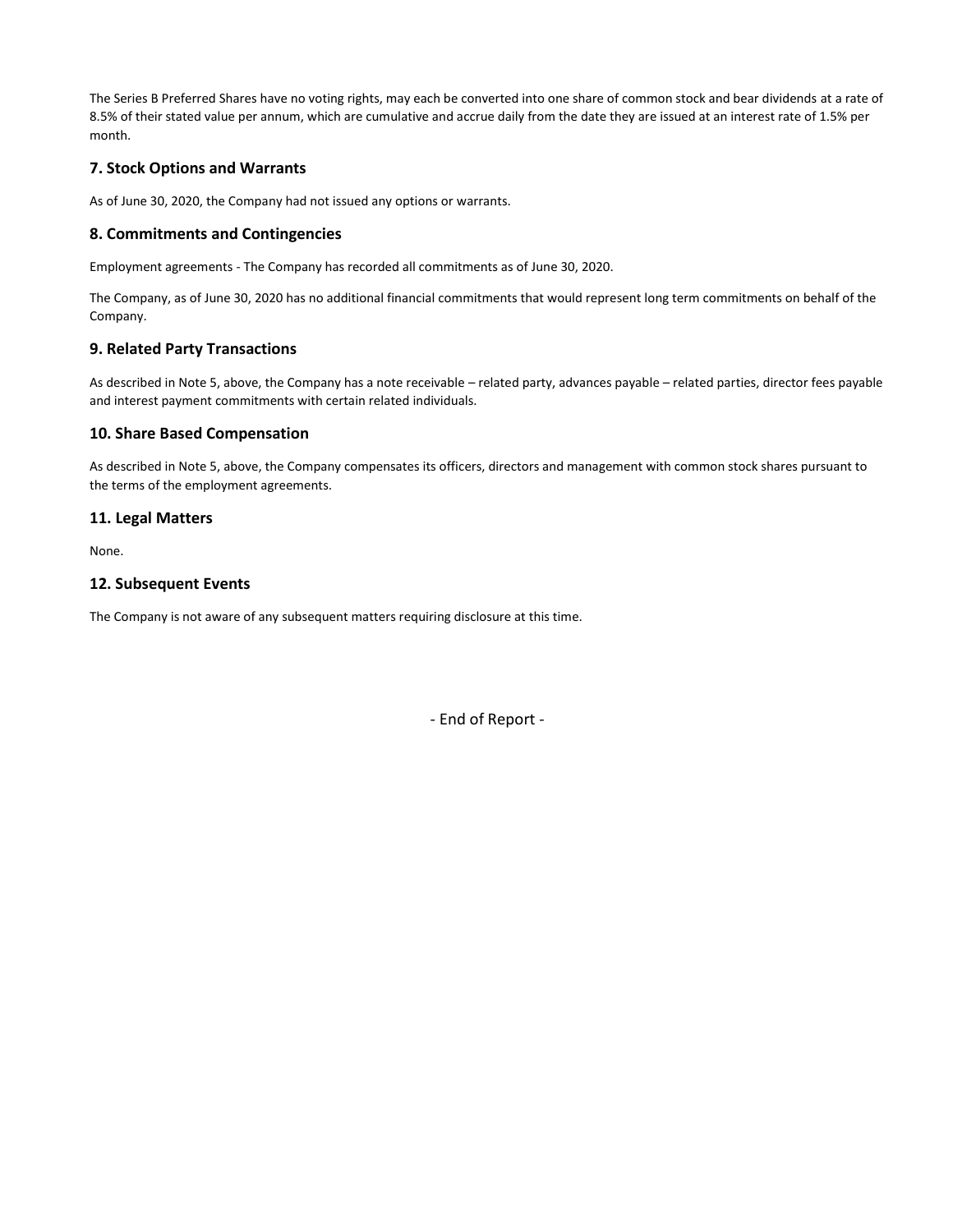The Series B Preferred Shares have no voting rights, may each be converted into one share of common stock and bear dividends at a rate of 8.5% of their stated value per annum, which are cumulative and accrue daily from the date they are issued at an interest rate of 1.5% per month.

## 7. Stock Options and Warrants

As of June 30, 2020, the Company had not issued any options or warrants.

## 8. Commitments and Contingencies

Employment agreements - The Company has recorded all commitments as of June 30, 2020.

The Company, as of June 30, 2020 has no additional financial commitments that would represent long term commitments on behalf of the Company.

## 9. Related Party Transactions

As described in Note 5, above, the Company has a note receivable – related party, advances payable – related parties, director fees payable and interest payment commitments with certain related individuals.

## 10. Share Based Compensation

As described in Note 5, above, the Company compensates its officers, directors and management with common stock shares pursuant to the terms of the employment agreements.

## 11. Legal Matters

None.

## 12. Subsequent Events

The Company is not aware of any subsequent matters requiring disclosure at this time.

- End of Report -